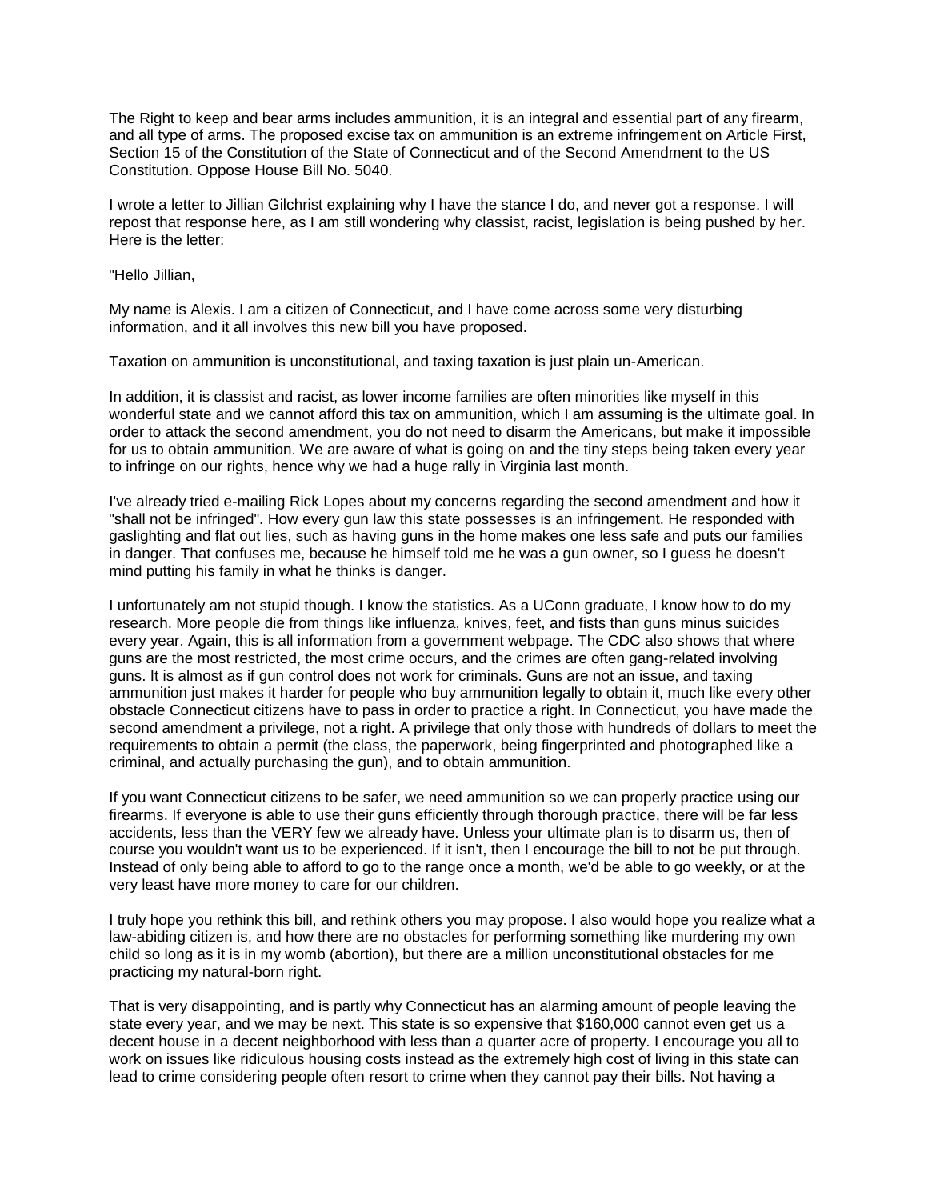The Right to keep and bear arms includes ammunition, it is an integral and essential part of any firearm, and all type of arms. The proposed excise tax on ammunition is an extreme infringement on Article First, Section 15 of the Constitution of the State of Connecticut and of the Second Amendment to the US Constitution. Oppose House Bill No. 5040.

I wrote a letter to Jillian Gilchrist explaining why I have the stance I do, and never got a response. I will repost that response here, as I am still wondering why classist, racist, legislation is being pushed by her. Here is the letter:

"Hello Jillian,

My name is Alexis. I am a citizen of Connecticut, and I have come across some very disturbing information, and it all involves this new bill you have proposed.

Taxation on ammunition is unconstitutional, and taxing taxation is just plain un-American.

In addition, it is classist and racist, as lower income families are often minorities like myself in this wonderful state and we cannot afford this tax on ammunition, which I am assuming is the ultimate goal. In order to attack the second amendment, you do not need to disarm the Americans, but make it impossible for us to obtain ammunition. We are aware of what is going on and the tiny steps being taken every year to infringe on our rights, hence why we had a huge rally in Virginia last month.

I've already tried e-mailing Rick Lopes about my concerns regarding the second amendment and how it "shall not be infringed". How every gun law this state possesses is an infringement. He responded with gaslighting and flat out lies, such as having guns in the home makes one less safe and puts our families in danger. That confuses me, because he himself told me he was a gun owner, so I guess he doesn't mind putting his family in what he thinks is danger.

I unfortunately am not stupid though. I know the statistics. As a UConn graduate, I know how to do my research. More people die from things like influenza, knives, feet, and fists than guns minus suicides every year. Again, this is all information from a government webpage. The CDC also shows that where guns are the most restricted, the most crime occurs, and the crimes are often gang-related involving guns. It is almost as if gun control does not work for criminals. Guns are not an issue, and taxing ammunition just makes it harder for people who buy ammunition legally to obtain it, much like every other obstacle Connecticut citizens have to pass in order to practice a right. In Connecticut, you have made the second amendment a privilege, not a right. A privilege that only those with hundreds of dollars to meet the requirements to obtain a permit (the class, the paperwork, being fingerprinted and photographed like a criminal, and actually purchasing the gun), and to obtain ammunition.

If you want Connecticut citizens to be safer, we need ammunition so we can properly practice using our firearms. If everyone is able to use their guns efficiently through thorough practice, there will be far less accidents, less than the VERY few we already have. Unless your ultimate plan is to disarm us, then of course you wouldn't want us to be experienced. If it isn't, then I encourage the bill to not be put through. Instead of only being able to afford to go to the range once a month, we'd be able to go weekly, or at the very least have more money to care for our children.

I truly hope you rethink this bill, and rethink others you may propose. I also would hope you realize what a law-abiding citizen is, and how there are no obstacles for performing something like murdering my own child so long as it is in my womb (abortion), but there are a million unconstitutional obstacles for me practicing my natural-born right.

That is very disappointing, and is partly why Connecticut has an alarming amount of people leaving the state every year, and we may be next. This state is so expensive that $160,000 cannot even get us a decent house in a decent neighborhood with less than a quarter acre of property. I encourage you all to work on issues like ridiculous housing costs instead as the extremely high cost of living in this state can lead to crime considering people often resort to crime when they cannot pay their bills. Not having a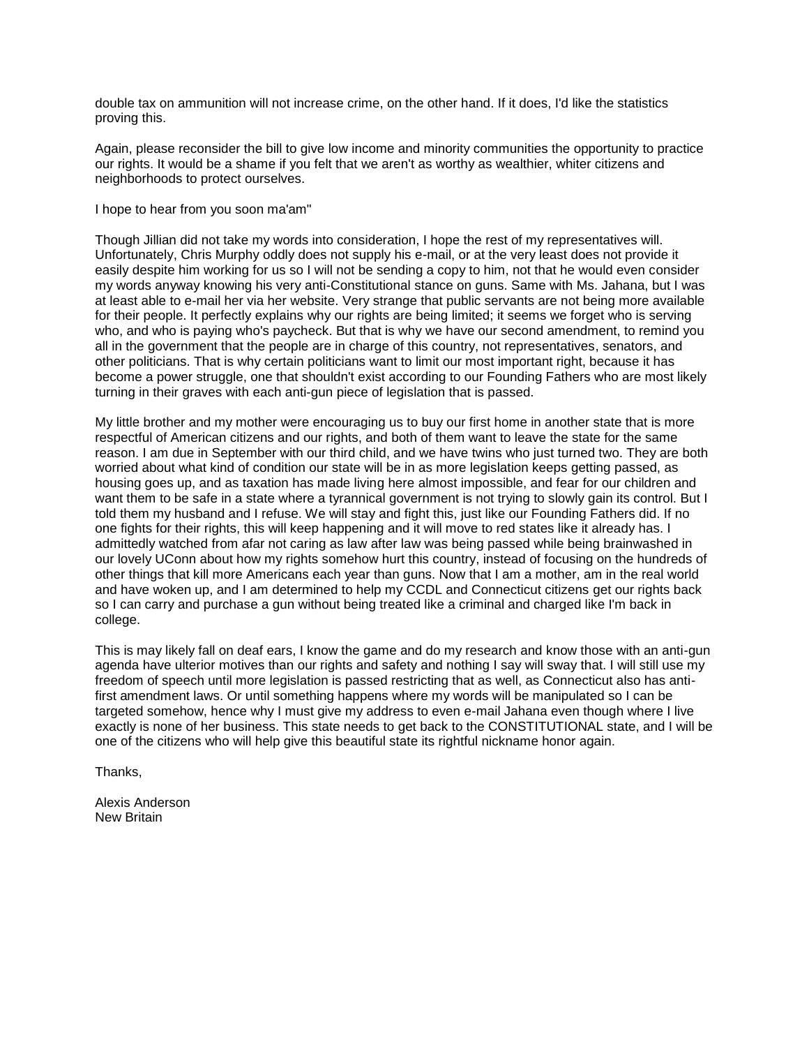double tax on ammunition will not increase crime, on the other hand. If it does, I'd like the statistics proving this.

Again, please reconsider the bill to give low income and minority communities the opportunity to practice our rights. It would be a shame if you felt that we aren't as worthy as wealthier, whiter citizens and neighborhoods to protect ourselves.

I hope to hear from you soon ma'am"

Though Jillian did not take my words into consideration, I hope the rest of my representatives will. Unfortunately, Chris Murphy oddly does not supply his e-mail, or at the very least does not provide it easily despite him working for us so I will not be sending a copy to him, not that he would even consider my words anyway knowing his very anti-Constitutional stance on guns. Same with Ms. Jahana, but I was at least able to e-mail her via her website. Very strange that public servants are not being more available for their people. It perfectly explains why our rights are being limited; it seems we forget who is serving who, and who is paying who's paycheck. But that is why we have our second amendment, to remind you all in the government that the people are in charge of this country, not representatives, senators, and other politicians. That is why certain politicians want to limit our most important right, because it has become a power struggle, one that shouldn't exist according to our Founding Fathers who are most likely turning in their graves with each anti-gun piece of legislation that is passed.

My little brother and my mother were encouraging us to buy our first home in another state that is more respectful of American citizens and our rights, and both of them want to leave the state for the same reason. I am due in September with our third child, and we have twins who just turned two. They are both worried about what kind of condition our state will be in as more legislation keeps getting passed, as housing goes up, and as taxation has made living here almost impossible, and fear for our children and want them to be safe in a state where a tyrannical government is not trying to slowly gain its control. But I told them my husband and I refuse. We will stay and fight this, just like our Founding Fathers did. If no one fights for their rights, this will keep happening and it will move to red states like it already has. I admittedly watched from afar not caring as law after law was being passed while being brainwashed in our lovely UConn about how my rights somehow hurt this country, instead of focusing on the hundreds of other things that kill more Americans each year than guns. Now that I am a mother, am in the real world and have woken up, and I am determined to help my CCDL and Connecticut citizens get our rights back so I can carry and purchase a gun without being treated like a criminal and charged like I'm back in college.

This is may likely fall on deaf ears, I know the game and do my research and know those with an anti-gun agenda have ulterior motives than our rights and safety and nothing I say will sway that. I will still use my freedom of speech until more legislation is passed restricting that as well, as Connecticut also has anti-first amendment laws. Or until something happens where my words will be manipulated so I can be targeted somehow, hence why I must give my address to even e-mail Jahana even though where I live exactly is none of her business. This state needs to get back to the CONSTITUTIONAL state, and I will be one of the citizens who will help give this beautiful state its rightful nickname honor again.

Thanks,

Alexis Anderson
New Britain